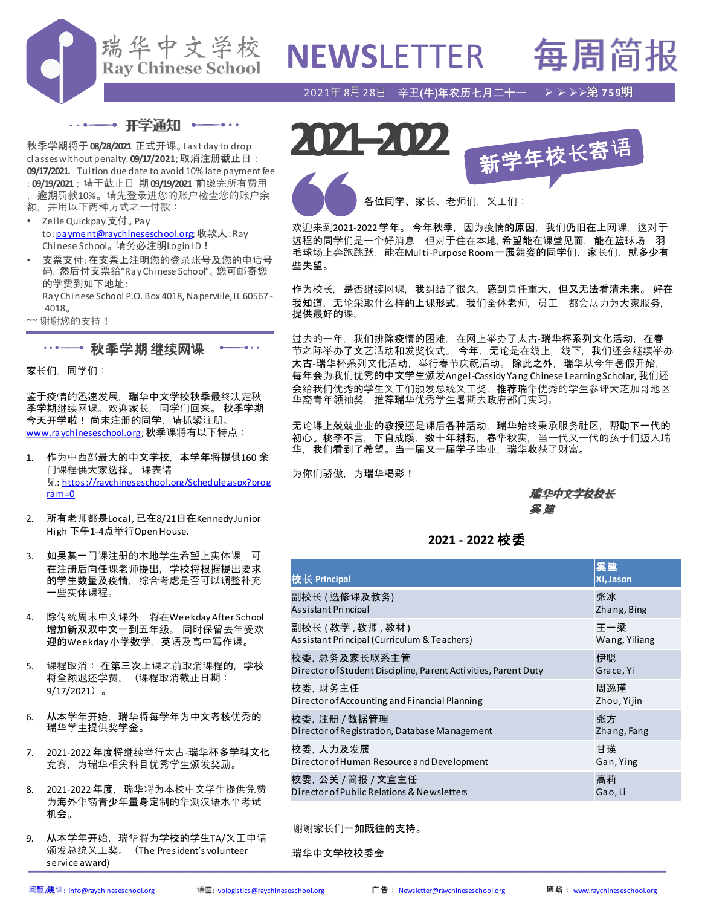# 瑞华中文学校 Ray Chinese School NEWSLETTER 每周简报

2021年 8月 28日　辛丑(牛)年农历七月二十一　➤➤➤➤第 759期

## 开学通知

秋季学期将于 **08/28/2021** 正式开课。Last day to drop classes without penalty: **09/17/2021**; 取消注册截止日：**09/17/2021.** Tuition due date to avoid 10% late payment fee : **09/19/2021**；请于截止日 期 **09/19/2021** 前缴完所有费用，逾期罚款10%。请先登录进您的账户检查您的账户余额，并用以下两种方式之一付款：

- Zelle Quickpay 支付。Pay to: payment@raychineseschool.org; 收款人：Ray Chinese School。请务必注明Login ID！
- 支票支付：在支票上注明您的登录账号及您的电话号码，然后付支票给"Ray Chinese School"。您可邮寄您的学费到如下地址：
  Ray Chinese School P.O. Box 4018, Naperville, IL 60567 - 4018。

~~ 谢谢您的支持！

## 秋季学期 继续网课

家长们，同学们：

鉴于疫情的迅速发展，瑞华中文学校秋季最终决定秋季学期继续网课。欢迎家长，同学们回来。**秋季学期今天开学啦！尚未注册的同学，请抓紧注册。** www.raychineseschool.org; 秋季课将有以下特点：

1. 作为中西部最大的中文学校，本学年将提供160 余门课程供大家选择。 课表请见：https://raychineseschool.org/Schedule.aspx?program=0
2. 所有老师都是Local, 已在8/21日在Kennedy Junior High 下午1-4点举行Open House.
3. 如果某一门课注册的本地学生希望上实体课，可在注册后向任课老师提出，学校将根据提出要求的学生数量及疫情，综合考虑是否可以调整补充一些实体课程。
4. 除传统周末中文课外，将在Weekday After School 增加新双双中文一到五年级。 同时保留去年受欢迎的Weekday小学数学，英语及高中写作课。
5. 课程取消：在第三次上课之前取消课程的，学校将全额退还学费。（课程取消截止日期：9/17/2021）。
6. 从本学年开始，瑞华将每学年为中文考核优秀的瑞华学生提供奖学金。
7. 2021-2022 年度将继续举行太古-瑞华杯多学科文化竞赛，为瑞华相关科目优秀学生颁发奖励。
8. 2021-2022 年度，瑞华将为本校中文学生提供免费为海外华裔青少年量身定制的华测汉语水平考试机会。
9. 从本学年开始，瑞华将为学校的学生TA/义工申请颁发总统义工奖。（The President's volunteer service award)

## 2021–2022 新学年校长寄语

各位同学、家长、老师们，义工们：

欢迎来到2021-2022 学年。今年秋季，因为疫情的原因，我们仍旧在上网课，这对于远程的同学们是一个好消息，但对于住在本地，希望能在课堂见面，能在篮球场，羽毛球场上奔跑跳跃，能在Multi-Purpose Room一展舞姿的同学们，家长们，就多少有些失望。

作为校长，是否继续网课，我纠结了很久，感到责任重大，但又无法看清未来。好在我知道，无论采取什么样的上课形式，我们全体老师，员工，都会尽力为大家服务，提供最好的课。

过去的一年，我们排除疫情的困难，在网上举办了太古-瑞华杯系列文化活动，在春节之际举办了文艺活动和发奖仪式。今年，无论是在线上，线下，我们还会继续举办太古-瑞华杯系列文化活动，举行春节庆祝活动。除此之外，瑞华从今年暑假开始，每年会为我们优秀的中文学生颁发Angel-Cassidy Yang Chinese Learning Scholar, 我们还会给我们优秀的学生义工们颁发总统义工奖，推荐瑞华优秀的学生参评大芝加哥地区华裔青年领袖奖，推荐瑞华优秀学生暑期去政府部门实习。

无论课上兢兢业业的教授还是课后各种活动，瑞华始终秉承服务社区，帮助下一代的初心。桃李不言，下自成蹊，数十年耕耘，春华秋实，当一代又一代的孩子们迈入瑞华，我们看到了希望。当一届又一届学子毕业，瑞华收获了财富。

为你们骄傲，为瑞华喝彩！

*瑞华中文学校校长*
*奚建*

### 2021 - 2022 校委

| 校长 Principal | 奚建 Xi, Jason |
|---|---|
| 副校长 ( 选修课及教务) Assistant Principal | 张冰 Zhang, Bing |
| 副校长 ( 教学 , 教师 , 教材 ) Assistant Principal (Curriculum & Teachers) | 王一梁 Wang, Yiliang |
| 校委，总务及家长联系主管 Director of Student Discipline, Parent Activities, Parent Duty | 伊聪 Grace, Yi |
| 校委，财务主任 Director of Accounting and Financial Planning | 周逸瑾 Zhou, Yijin |
| 校委，注册 / 数据管理 Director of Registration, Database Management | 张方 Zhang, Fang |
| 校委，人力及发展 Director of Human Resource and Development | 甘瑛 Gan, Ying |
| 校委，公关 / 简报 / 文宣主任 Director of Public Relations & Newsletters | 高莉 Gao, Li |

谢谢家长们一如既往的支持。

瑞华中文学校校委会

问题/建议: info@raychineseschool.org　　讲座: vplogistics@raychineseschool.org　　广告: Newsletter@raychineseschool.org　　网站: www.raychineseschool.org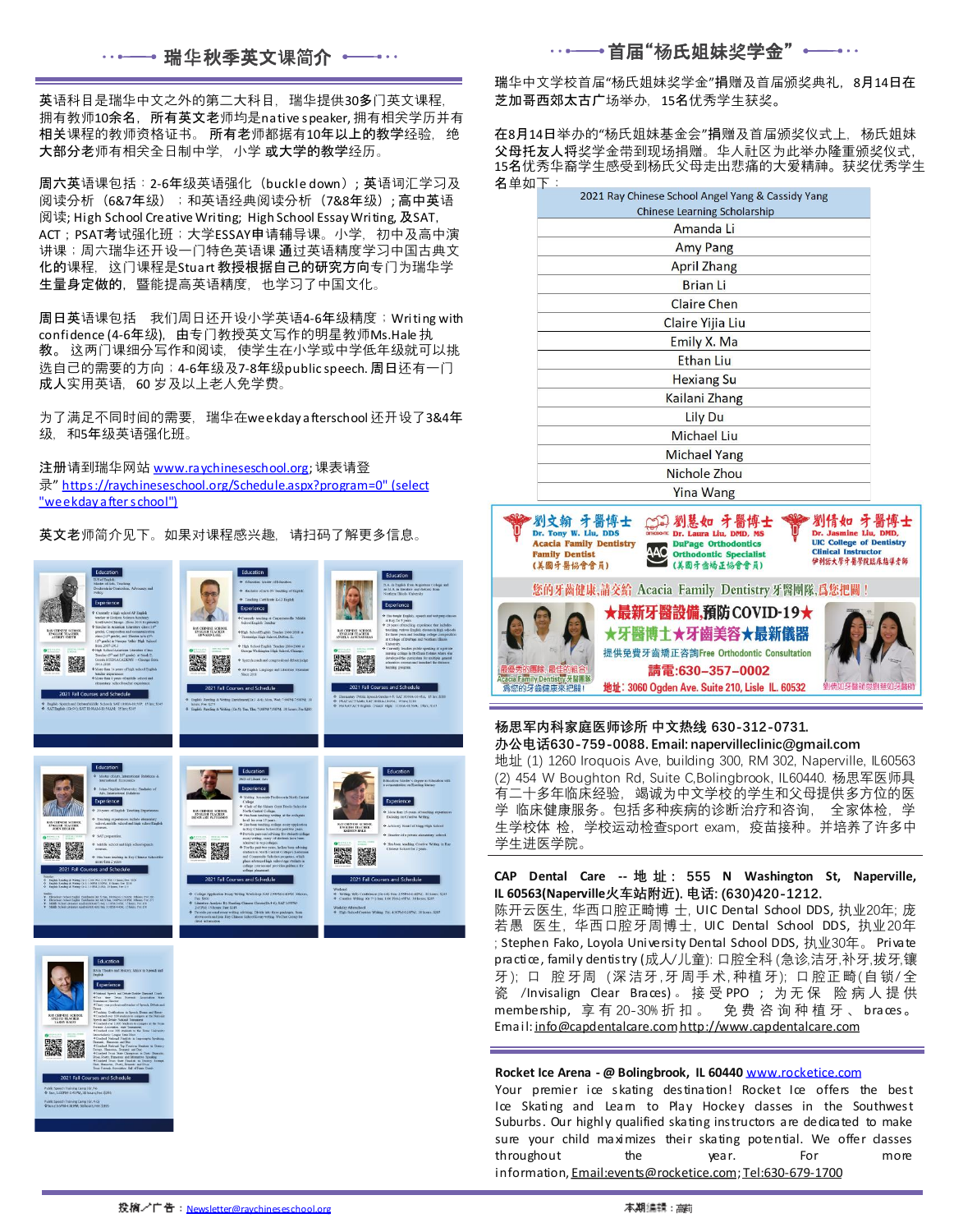## 瑞华秋季英文课简介

英语科目是瑞华中文之外的第二大科目，瑞华提供30多门英文课程，拥有教师10余名，所有英文老师均是native speaker，拥有相关学历并有相关课程的教师资格证书。所有老师都据有10年以上的教学经验，绝大部分老师有相关全日制中学，小学 或大学的教学经历。

周六英语课包括：2-6年级英语强化（buckle down）；英语词汇学习及阅读分析（6&7年级）；和英语经典阅读分析（7&8年级）；高中英语阅读; High School Creative Writing; High School Essay Writing, 及SAT, ACT；PSAT考试强化班；大学ESSAY申请辅导课。小学，初中及高中演讲课；周六瑞华还开设一门特色英语课 通过英语精度学习中国古典文化的课程，这门课程是Stuart 教授根据自己的研究方向专门为瑞华学生量身定做的，暨能提高英语精度，也学习了中国文化。

周日英语课包括 我们周日还开设小学英语4-6年级精度：Writing with confidence (4-6年级)，由专门教授英文写作的明星教师Ms.Hale 执教。这两门课细分写作和阅读，使学生在小学或中学低年级就可以挑选自己的需要的方向；4-6年级及7-8年级public speech. 周日还有一门成人实用英语，60 岁及以上老人免学费。

为了满足不同时间的需要，瑞华在weekday afterschool 还开设了3&4年级，和5年级英语强化班。

注册请到瑞华网站 www.raychineseschool.org; 课表请登录" https://raychineseschool.org/Schedule.aspx?program=0" (select "weekday afterschool")

英文老师简介见下。如果对课程感兴趣，请扫码了解更多信息。

## 首届"杨氏姐妹奖学金"

瑞华中文学校首届"杨氏姐妹奖学金"捐赠及首届颁奖典礼，8月14日在芝加哥西郊太古广场举办，15名优秀学生获奖。

在8月14日举办的"杨氏姐妹基金会"捐赠及首届颁奖仪式上，杨氏姐妹父母托友人将奖学金带到现场捐赠。华人社区为此举办隆重颁奖仪式，15名优秀华裔学生感受到杨氏父母走出悲痛的大爱精神。获奖优秀学生名单如下：

| 2021 Ray Chinese School Angel Yang & Cassidy Yang Chinese Learning Scholarship |
|---|
| Amanda Li |
| Amy Pang |
| April Zhang |
| Brian Li |
| Claire Chen |
| Claire Yijia Liu |
| Emily X. Ma |
| Ethan Liu |
| Hexiang Su |
| Kailani Zhang |
| Lily Du |
| Michael Liu |
| Michael Yang |
| Nichole Zhou |
| Yina Wang |

刘文翰 牙医博士 Dr. Tony W. Liu, DDS Acacia Family Dentistry Family Dentist (美国牙医协会会员)

刘慧如 牙医博士 Dr. Laura Liu, DMD, MS DuPage Orthodontics Orthodontic Specialist (美国牙齿矫正协会会员)

刘倩如 牙医博士 Dr. Jasmine Liu, DMD, UIC College of Dentistry Clinical Instructor 伊利诺大学牙医学院临床指导老师

您的牙齿健康,请交给 Acacia Family Dentistry牙医团队,为您把关!

★最新牙医设备,预防COVID-19★

★牙医博士★牙齿美容★最新仪器

提供免费牙齿矫正咨询Free Orthodontic Consultation

请电:630-357-0002

地址: 3060 Ogden Ave. Suite 210, Lisle IL. 60532

最优秀的团队,最佳的组合! Acacia Family Dentistry牙医团队 为您的牙齿健康来把关!

刘氏牙医诊所的专业牙医团队

杨思军内科家庭医师诊所 中文热线 630-312-0731. 办公电话630-759-0088. Email: napervilleclinic@gmail.com

地址 (1) 1260 Iroquois Ave, building 300, RM 302, Naperville, IL60563 (2) 454 W Boughton Rd, Suite C,Bolingbrook, IL60440. 杨思军医师具有二十多年临床经验，竭诚为中文学校的学生和父母提供多方位的医学 临床健康服务。包括多种疾病的诊断治疗和咨询，全家体检，学生学校体 检，学校运动检查sport exam，疫苗接种。并培养了许多中学生进医学院。

CAP Dental Care -- 地址：555 N Washington St, Naperville, IL 60563(Naperville火车站附近). 电话: (630)420-1212.

陈开云医生，华西口腔正畸博 士，UIC Dental School DDS，执业20年；庞若晨 医生，华西口腔牙周博士，UIC Dental School DDS，执业20年；Stephen Fako，Loyola University Dental School DDS，执业30年。Private practice，family dentistry (成人/儿童): 口腔全科 (急诊,洁牙,补牙,拔牙,镶牙)；口 腔牙周 (深洁牙,牙周手术,种植牙)；口腔正畸(自锁/全瓷 /Invisalign Clear Braces)。接受PPO；为无保 险病人提供membership，享有20-30%折扣。 免费咨询种植牙、braces。 Email: info@capdentalcare.com http://www.capdentalcare.com

Rocket Ice Arena - @ Bolingbrook, IL 60440 www.rocketice.com

Your premier ice skating destination! Rocket Ice offers the best Ice Skating and Learn to Play Hockey classes in the Southwest Suburbs. Our highly qualified skating instructors are dedicated to make sure your child maximizes their skating potential. We offer classes throughout the year. For more information, Email:events@rocketice.com; Tel:630-679-1700

投稿/广告：Newsletter@raychineseschool.org

本期编辑：高莉